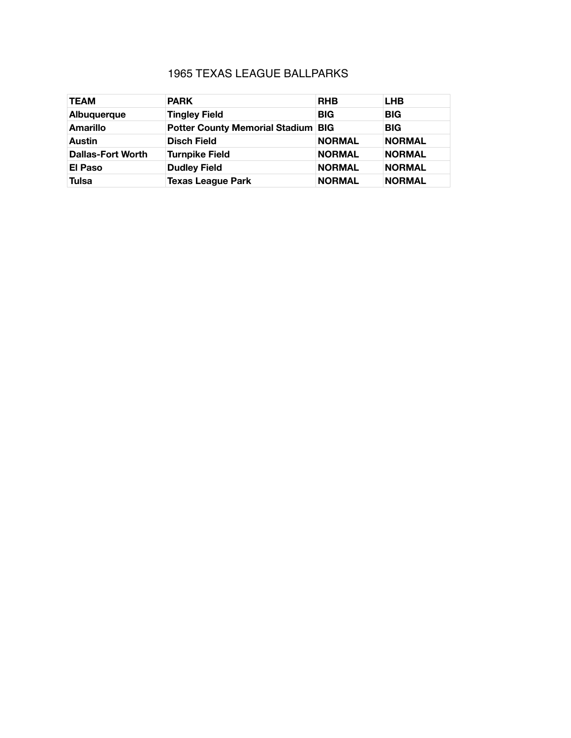# 1965 TEXAS LEAGUE BALLPARKS

| TEAM | PARK | RHB | LHB |
|---|---|---|---|
| Albuquerque | Tingley Field | BIG | BIG |
| Amarillo | Potter County Memorial Stadium | BIG | BIG |
| Austin | Disch Field | NORMAL | NORMAL |
| Dallas-Fort Worth | Turnpike Field | NORMAL | NORMAL |
| El Paso | Dudley Field | NORMAL | NORMAL |
| Tulsa | Texas League Park | NORMAL | NORMAL |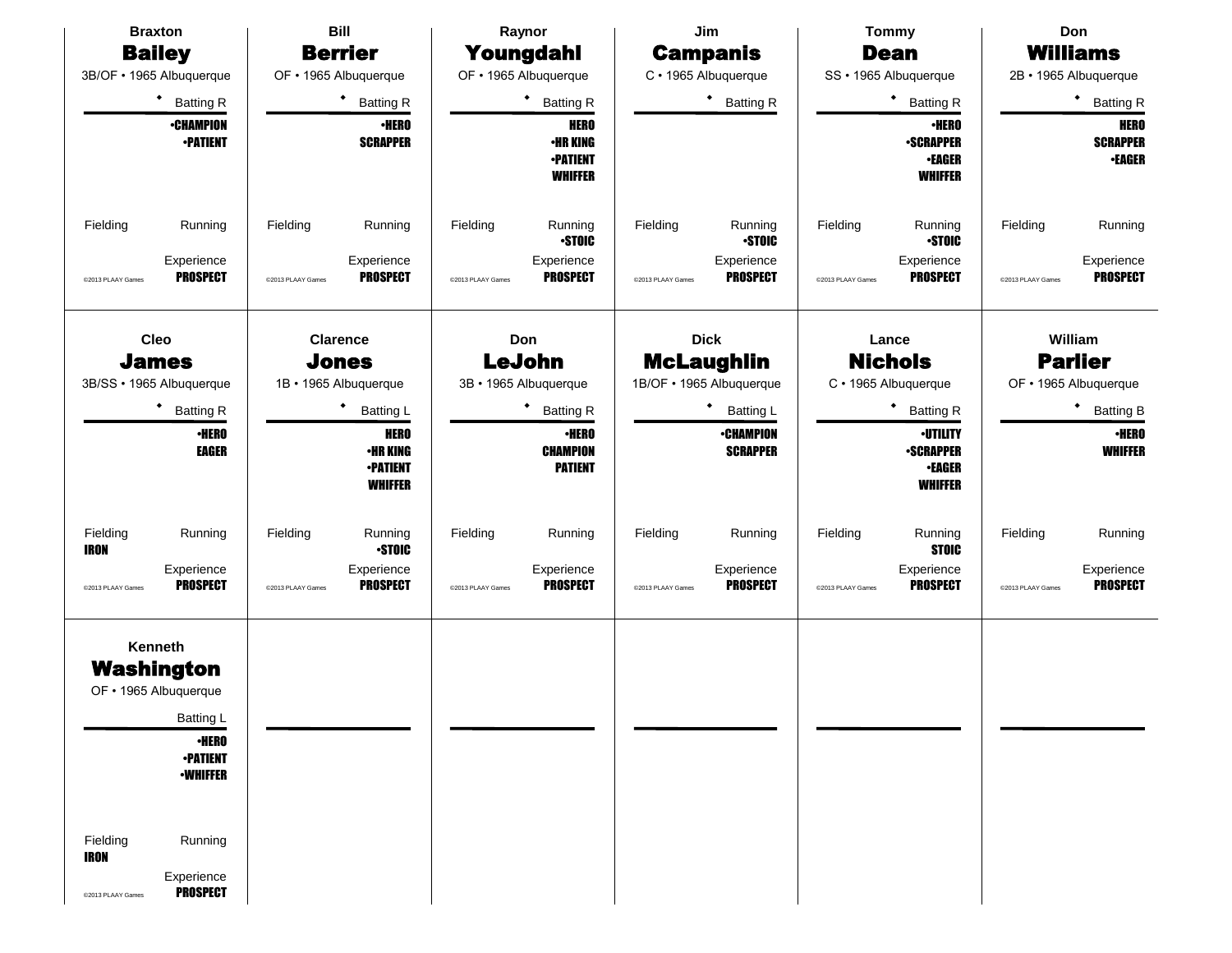## Braxton **Bailey**

3B/OF • 1965 Albuquerque

◆ Batting R

•CHAMPION
•PATIENT

Fielding | Running

Experience
PROSPECT

©2013 PLAAY Games

---

## Bill **Berrier**

OF • 1965 Albuquerque

◆ Batting R

•HERO
SCRAPPER

Fielding | Running

Experience
PROSPECT

©2013 PLAAY Games

---

## Raynor **Youngdahl**

OF • 1965 Albuquerque

◆ Batting R

HERO
•HR KING
•PATIENT
WHIFFER

Fielding | Running
•STOIC

Experience
PROSPECT

©2013 PLAAY Games

---

## Jim **Campanis**

C • 1965 Albuquerque

◆ Batting R

Fielding | Running
•STOIC

Experience
PROSPECT

©2013 PLAAY Games

---

## Tommy **Dean**

SS • 1965 Albuquerque

◆ Batting R

•HERO
•SCRAPPER
•EAGER
WHIFFER

Fielding | Running
•STOIC

Experience
PROSPECT

©2013 PLAAY Games

---

## Don **Williams**

2B • 1965 Albuquerque

◆ Batting R

HERO
SCRAPPER
•EAGER

Fielding | Running

Experience
PROSPECT

©2013 PLAAY Games

---

## Cleo **James**

3B/SS • 1965 Albuquerque

◆ Batting R

•HERO
EAGER

Fielding | Running
IRON

Experience
PROSPECT

©2013 PLAAY Games

---

## Clarence **Jones**

1B • 1965 Albuquerque

◆ Batting L

HERO
•HR KING
•PATIENT
WHIFFER

Fielding | Running
•STOIC

Experience
PROSPECT

©2013 PLAAY Games

---

## Don **LeJohn**

3B • 1965 Albuquerque

◆ Batting R

•HERO
CHAMPION
PATIENT

Fielding | Running

Experience
PROSPECT

©2013 PLAAY Games

---

## Dick **McLaughlin**

1B/OF • 1965 Albuquerque

◆ Batting L

•CHAMPION
SCRAPPER

Fielding | Running

Experience
PROSPECT

©2013 PLAAY Games

---

## Lance **Nichols**

C • 1965 Albuquerque

◆ Batting R

•UTILITY
•SCRAPPER
•EAGER
WHIFFER

Fielding | Running
STOIC

Experience
PROSPECT

©2013 PLAAY Games

---

## William **Parlier**

OF • 1965 Albuquerque

◆ Batting B

•HERO
WHIFFER

Fielding | Running

Experience
PROSPECT

©2013 PLAAY Games

---

## Kenneth **Washington**

OF • 1965 Albuquerque

Batting L

•HERO
•PATIENT
•WHIFFER

Fielding | Running
IRON

Experience
PROSPECT

©2013 PLAAY Games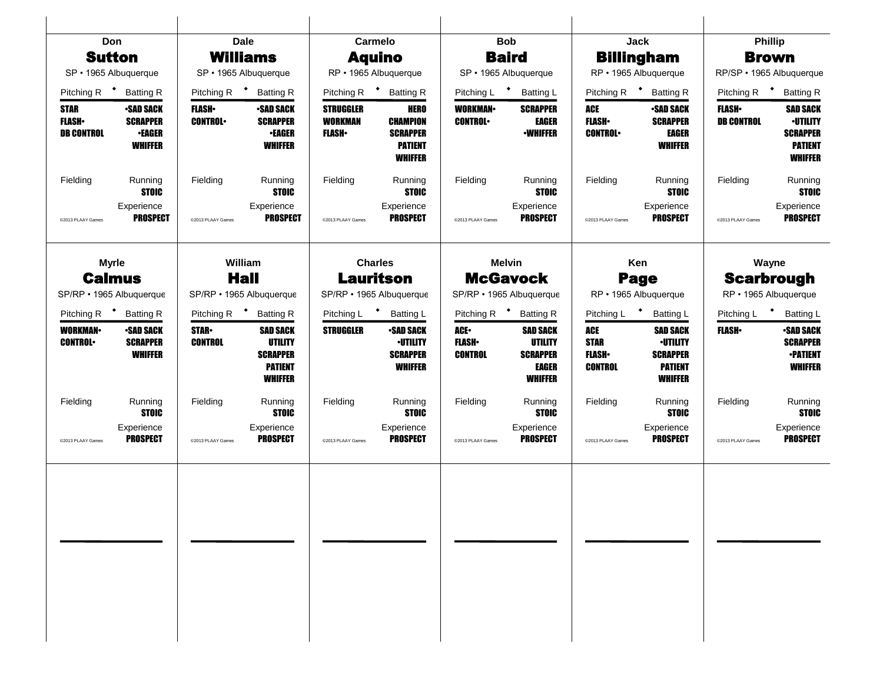## Don Sutton

SP • 1965 Albuquerque

| Pitching R | Batting R |
|---|---|
| STAR | •SAD SACK |
| FLASH• | SCRAPPER |
| DB CONTROL | •EAGER |
| | WHIFFER |

Fielding

Running: STOIC

Experience: PROSPECT

©2013 PLAAY Games

## Dale Williams

SP • 1965 Albuquerque

| Pitching R | Batting R |
|---|---|
| FLASH• | •SAD SACK |
| CONTROL• | SCRAPPER |
| | •EAGER |
| | WHIFFER |

Fielding

Running: STOIC

Experience: PROSPECT

©2013 PLAAY Games

## Carmelo Aquino

RP • 1965 Albuquerque

| Pitching R | Batting R |
|---|---|
| STRUGGLER | HERO |
| WORKMAN | CHAMPION |
| FLASH• | SCRAPPER |
| | PATIENT |
| | WHIFFER |

Fielding

Running: STOIC

Experience: PROSPECT

©2013 PLAAY Games

## Bob Baird

SP • 1965 Albuquerque

| Pitching L | Batting L |
|---|---|
| WORKMAN• | SCRAPPER |
| CONTROL• | EAGER |
| | •WHIFFER |

Fielding

Running: STOIC

Experience: PROSPECT

©2013 PLAAY Games

## Jack Billingham

RP • 1965 Albuquerque

| Pitching R | Batting R |
|---|---|
| ACE | •SAD SACK |
| FLASH• | SCRAPPER |
| CONTROL• | EAGER |
| | WHIFFER |

Fielding

Running: STOIC

Experience: PROSPECT

©2013 PLAAY Games

## Phillip Brown

RP/SP • 1965 Albuquerque

| Pitching R | Batting R |
|---|---|
| FLASH• | SAD SACK |
| DB CONTROL | •UTILITY |
| | SCRAPPER |
| | PATIENT |
| | WHIFFER |

Fielding

Running: STOIC

Experience: PROSPECT

©2013 PLAAY Games

## Myrle Calmus

SP/RP • 1965 Albuquerque

| Pitching R | Batting R |
|---|---|
| WORKMAN• | •SAD SACK |
| CONTROL• | SCRAPPER |
| | WHIFFER |

Fielding

Running: STOIC

Experience: PROSPECT

©2013 PLAAY Games

## William Hall

SP/RP • 1965 Albuquerque

| Pitching R | Batting R |
|---|---|
| STAR• | SAD SACK |
| CONTROL | UTILITY |
| | SCRAPPER |
| | PATIENT |
| | WHIFFER |

Fielding

Running: STOIC

Experience: PROSPECT

©2013 PLAAY Games

## Charles Lauritson

SP/RP • 1965 Albuquerque

| Pitching L | Batting L |
|---|---|
| STRUGGLER | •SAD SACK |
| | •UTILITY |
| | SCRAPPER |
| | WHIFFER |

Fielding

Running: STOIC

Experience: PROSPECT

©2013 PLAAY Games

## Melvin McGavock

SP/RP • 1965 Albuquerque

| Pitching R | Batting R |
|---|---|
| ACE• | SAD SACK |
| FLASH• | UTILITY |
| CONTROL | SCRAPPER |
| | EAGER |
| | WHIFFER |

Fielding

Running: STOIC

Experience: PROSPECT

©2013 PLAAY Games

## Ken Page

RP • 1965 Albuquerque

| Pitching L | Batting L |
|---|---|
| ACE | SAD SACK |
| STAR | •UTILITY |
| FLASH• | SCRAPPER |
| CONTROL | PATIENT |
| | WHIFFER |

Fielding

Running: STOIC

Experience: PROSPECT

©2013 PLAAY Games

## Wayne Scarbrough

RP • 1965 Albuquerque

| Pitching L | Batting L |
|---|---|
| FLASH• | •SAD SACK |
| | SCRAPPER |
| | •PATIENT |
| | WHIFFER |

Fielding

Running: STOIC

Experience: PROSPECT

©2013 PLAAY Games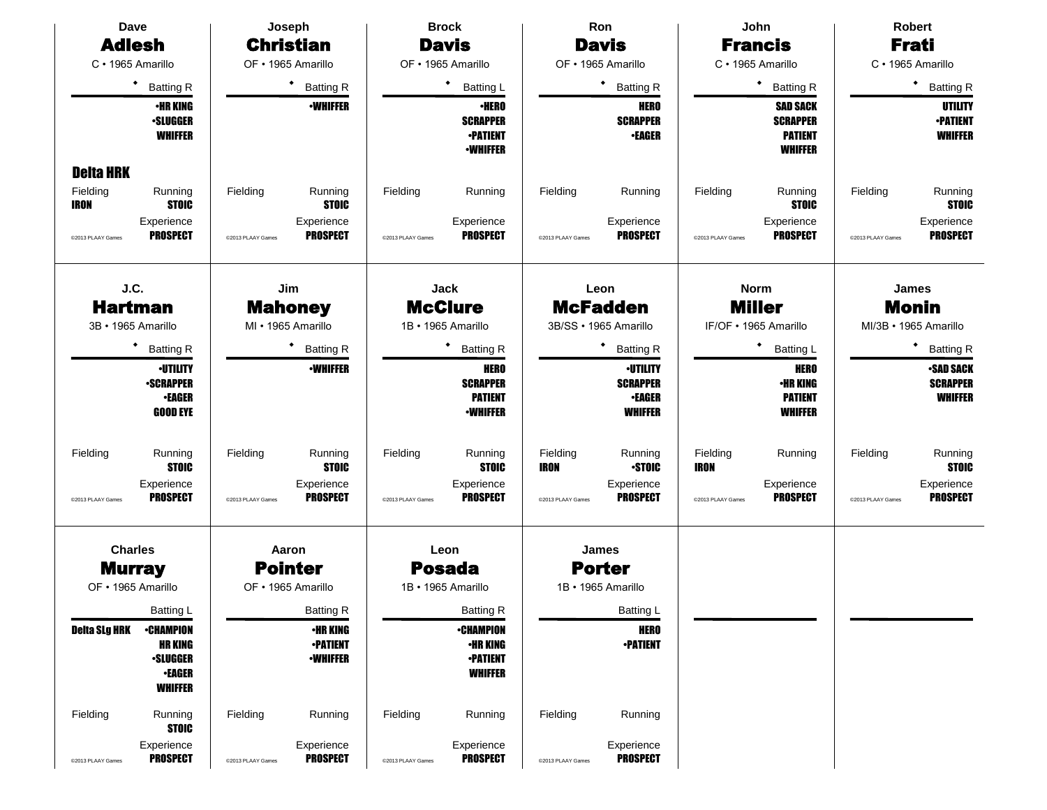## Dave Adlesh
C • 1965 Amarillo

◆ Batting R

•HR KING
•SLUGGER
WHIFFER

**Delta HRK**

Fielding: IRON
Running: STOIC
Experience: PROSPECT

©2013 PLAAY Games

---

## Joseph Christian
OF • 1965 Amarillo

◆ Batting R

•WHIFFER

Fielding:
Running: STOIC
Experience: PROSPECT

©2013 PLAAY Games

---

## Brock Davis
OF • 1965 Amarillo

◆ Batting L

•HERO
SCRAPPER
•PATIENT
•WHIFFER

Fielding:
Running:
Experience: PROSPECT

©2013 PLAAY Games

---

## Ron Davis
OF • 1965 Amarillo

◆ Batting R

HERO
SCRAPPER
•EAGER

Fielding:
Running:
Experience: PROSPECT

©2013 PLAAY Games

---

## John Francis
C • 1965 Amarillo

◆ Batting R

SAD SACK
SCRAPPER
PATIENT
WHIFFER

Fielding:
Running: STOIC
Experience: PROSPECT

©2013 PLAAY Games

---

## Robert Frati
C • 1965 Amarillo

◆ Batting R

UTILITY
•PATIENT
WHIFFER

Fielding:
Running: STOIC
Experience: PROSPECT

©2013 PLAAY Games

---

## J.C. Hartman
3B • 1965 Amarillo

◆ Batting R

•UTILITY
•SCRAPPER
•EAGER
GOOD EYE

Fielding:
Running: STOIC
Experience: PROSPECT

©2013 PLAAY Games

---

## Jim Mahoney
MI • 1965 Amarillo

◆ Batting R

•WHIFFER

Fielding:
Running: STOIC
Experience: PROSPECT

©2013 PLAAY Games

---

## Jack McClure
1B • 1965 Amarillo

◆ Batting R

HERO
SCRAPPER
PATIENT
•WHIFFER

Fielding:
Running: STOIC
Experience: PROSPECT

©2013 PLAAY Games

---

## Leon McFadden
3B/SS • 1965 Amarillo

◆ Batting R

•UTILITY
SCRAPPER
•EAGER
WHIFFER

Fielding: IRON
Running: •STOIC
Experience: PROSPECT

©2013 PLAAY Games

---

## Norm Miller
IF/OF • 1965 Amarillo

◆ Batting L

HERO
•HR KING
PATIENT
WHIFFER

Fielding: IRON
Running:
Experience: PROSPECT

©2013 PLAAY Games

---

## James Monin
MI/3B • 1965 Amarillo

◆ Batting R

•SAD SACK
SCRAPPER
WHIFFER

Fielding:
Running: STOIC
Experience: PROSPECT

©2013 PLAAY Games

---

## Charles Murray
OF • 1965 Amarillo

Batting L

**Delta SLg HRK**

•CHAMPION
HR KING
•SLUGGER
•EAGER
WHIFFER

Fielding:
Running: STOIC
Experience: PROSPECT

©2013 PLAAY Games

---

## Aaron Pointer
OF • 1965 Amarillo

Batting R

•HR KING
•PATIENT
•WHIFFER

Fielding:
Running:
Experience: PROSPECT

©2013 PLAAY Games

---

## Leon Posada
1B • 1965 Amarillo

Batting R

•CHAMPION
•HR KING
•PATIENT
WHIFFER

Fielding:
Running:
Experience: PROSPECT

©2013 PLAAY Games

---

## James Porter
1B • 1965 Amarillo

Batting L

HERO
•PATIENT

Fielding:
Running:
Experience: PROSPECT

©2013 PLAAY Games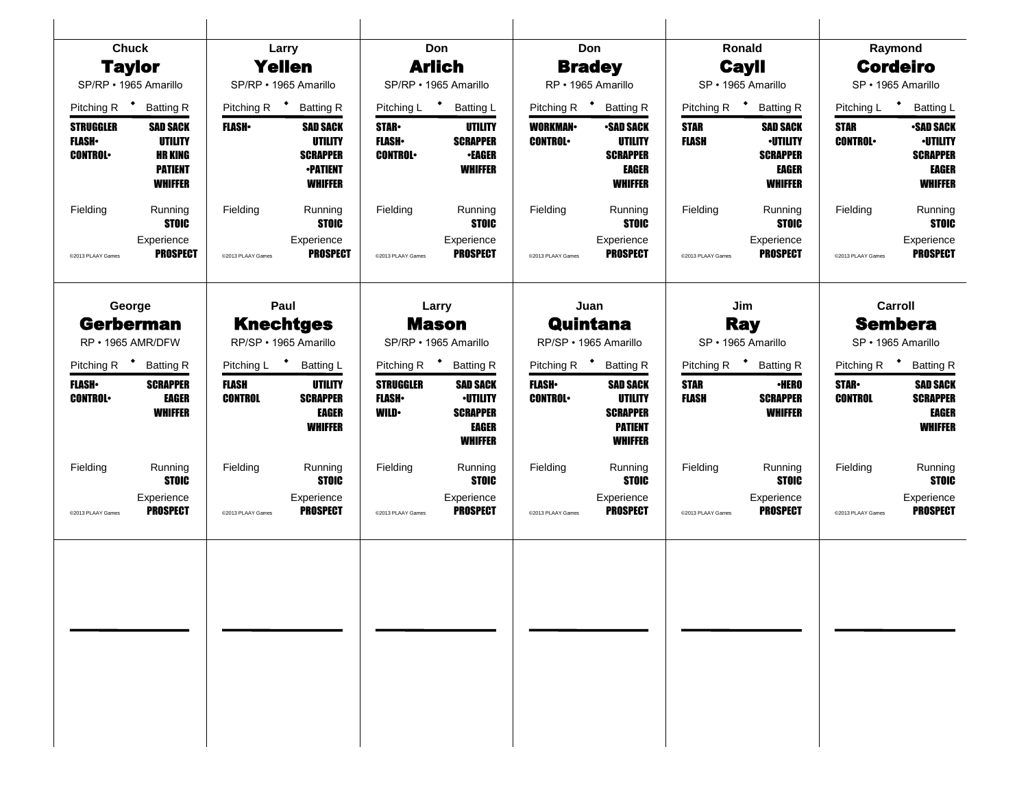## Chuck Taylor

SP/RP • 1965 Amarillo

| Pitching R | Batting R |
|---|---|
| STRUGGLER | SAD SACK |
| FLASH• | UTILITY |
| CONTROL• | HR KING |
| | PATIENT |
| | WHIFFER |

Fielding | Running: STOIC

Experience: PROSPECT

©2013 PLAAY Games

## Larry Yellen

SP/RP • 1965 Amarillo

| Pitching R | Batting R |
|---|---|
| FLASH• | SAD SACK |
| | UTILITY |
| | SCRAPPER |
| | •PATIENT |
| | WHIFFER |

Fielding | Running: STOIC

Experience: PROSPECT

©2013 PLAAY Games

## Don Arlich

SP/RP • 1965 Amarillo

| Pitching L | Batting L |
|---|---|
| STAR• | UTILITY |
| FLASH• | SCRAPPER |
| CONTROL• | •EAGER |
| | WHIFFER |

Fielding | Running: STOIC

Experience: PROSPECT

©2013 PLAAY Games

## Don Bradey

RP • 1965 Amarillo

| Pitching R | Batting R |
|---|---|
| WORKMAN• | •SAD SACK |
| CONTROL• | UTILITY |
| | SCRAPPER |
| | EAGER |
| | WHIFFER |

Fielding | Running: STOIC

Experience: PROSPECT

©2013 PLAAY Games

## Ronald Cayll

SP • 1965 Amarillo

| Pitching R | Batting R |
|---|---|
| STAR | SAD SACK |
| FLASH | •UTILITY |
| | SCRAPPER |
| | EAGER |
| | WHIFFER |

Fielding | Running: STOIC

Experience: PROSPECT

©2013 PLAAY Games

## Raymond Cordeiro

SP • 1965 Amarillo

| Pitching L | Batting L |
|---|---|
| STAR | •SAD SACK |
| CONTROL• | •UTILITY |
| | SCRAPPER |
| | EAGER |
| | WHIFFER |

Fielding | Running: STOIC

Experience: PROSPECT

©2013 PLAAY Games

## George Gerberman

RP • 1965 AMR/DFW

| Pitching R | Batting R |
|---|---|
| FLASH• | SCRAPPER |
| CONTROL• | EAGER |
| | WHIFFER |

Fielding | Running: STOIC

Experience: PROSPECT

©2013 PLAAY Games

## Paul Knechtges

RP/SP • 1965 Amarillo

| Pitching L | Batting L |
|---|---|
| FLASH | UTILITY |
| CONTROL | SCRAPPER |
| | EAGER |
| | WHIFFER |

Fielding | Running: STOIC

Experience: PROSPECT

©2013 PLAAY Games

## Larry Mason

SP/RP • 1965 Amarillo

| Pitching R | Batting R |
|---|---|
| STRUGGLER | SAD SACK |
| FLASH• | •UTILITY |
| WILD• | SCRAPPER |
| | EAGER |
| | WHIFFER |

Fielding | Running: STOIC

Experience: PROSPECT

©2013 PLAAY Games

## Juan Quintana

RP/SP • 1965 Amarillo

| Pitching R | Batting R |
|---|---|
| FLASH• | SAD SACK |
| CONTROL• | UTILITY |
| | SCRAPPER |
| | PATIENT |
| | WHIFFER |

Fielding | Running: STOIC

Experience: PROSPECT

©2013 PLAAY Games

## Jim Ray

SP • 1965 Amarillo

| Pitching R | Batting R |
|---|---|
| STAR | •HERO |
| FLASH | SCRAPPER |
| | WHIFFER |

Fielding | Running: STOIC

Experience: PROSPECT

©2013 PLAAY Games

## Carroll Sembera

SP • 1965 Amarillo

| Pitching R | Batting R |
|---|---|
| STAR• | SAD SACK |
| CONTROL | SCRAPPER |
| | EAGER |
| | WHIFFER |

Fielding | Running: STOIC

Experience: PROSPECT

©2013 PLAAY Games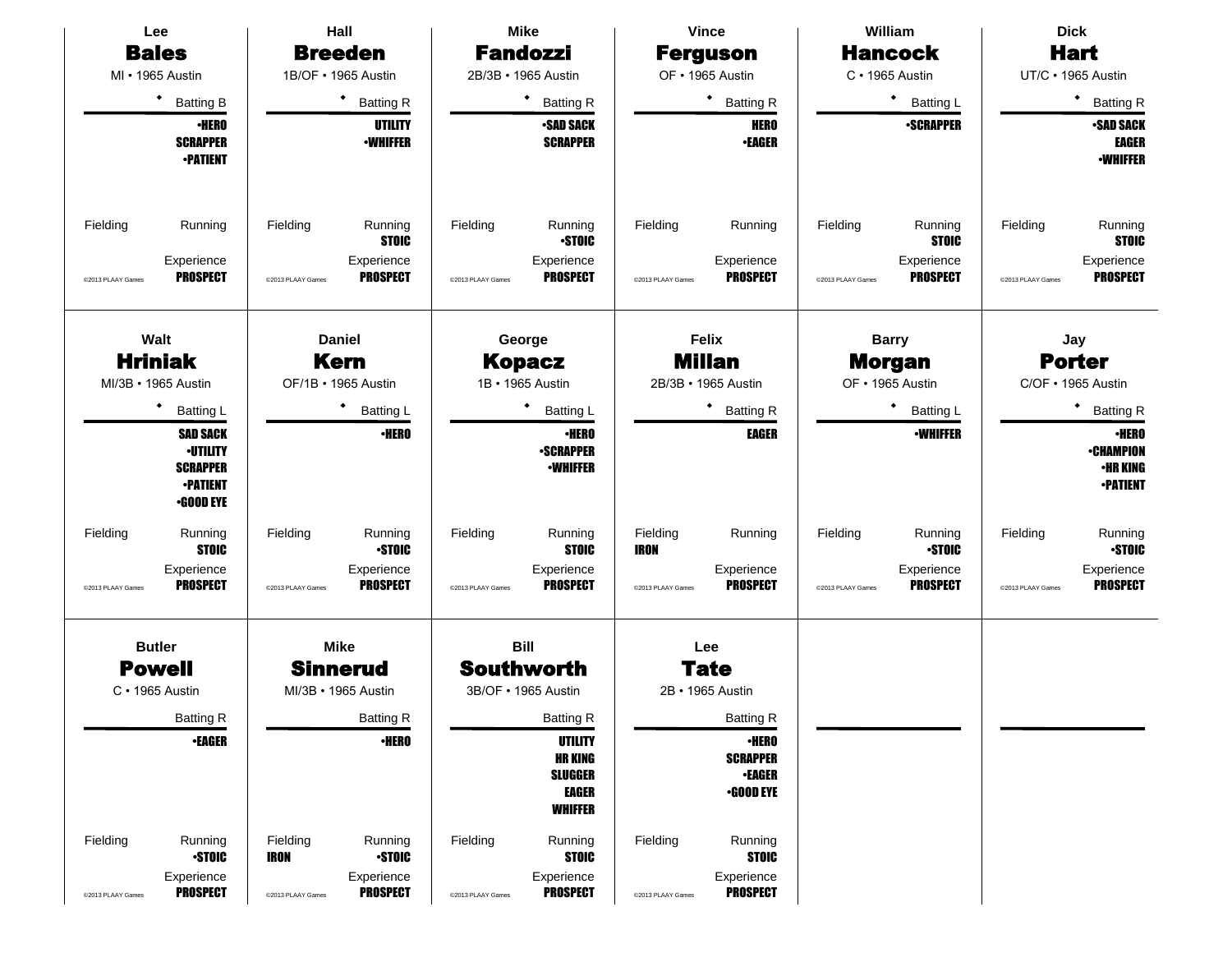## Lee **Bales**

MI • 1965 Austin

◆ Batting B

•HERO
SCRAPPER
•PATIENT

Fielding

Running

Experience
PROSPECT

©2013 PLAAY Games

## Hall **Breeden**

1B/OF • 1965 Austin

◆ Batting R

UTILITY
•WHIFFER

Fielding

Running
STOIC

Experience
PROSPECT

©2013 PLAAY Games

## Mike **Fandozzi**

2B/3B • 1965 Austin

◆ Batting R

•SAD SACK
SCRAPPER

Fielding

Running
•STOIC

Experience
PROSPECT

©2013 PLAAY Games

## Vince **Ferguson**

OF • 1965 Austin

◆ Batting R

HERO
•EAGER

Fielding

Running

Experience
PROSPECT

©2013 PLAAY Games

## William **Hancock**

C • 1965 Austin

◆ Batting L

•SCRAPPER

Fielding

Running
STOIC

Experience
PROSPECT

©2013 PLAAY Games

## Dick **Hart**

UT/C • 1965 Austin

◆ Batting R

•SAD SACK
EAGER
•WHIFFER

Fielding

Running
STOIC

Experience
PROSPECT

©2013 PLAAY Games

## Walt **Hriniak**

MI/3B • 1965 Austin

◆ Batting L

SAD SACK
•UTILITY
SCRAPPER
•PATIENT
•GOOD EYE

Fielding

Running
STOIC

Experience
PROSPECT

©2013 PLAAY Games

## Daniel **Kern**

OF/1B • 1965 Austin

◆ Batting L

•HERO

Fielding

Running
•STOIC

Experience
PROSPECT

©2013 PLAAY Games

## George **Kopacz**

1B • 1965 Austin

◆ Batting L

•HERO
•SCRAPPER
•WHIFFER

Fielding

Running
STOIC

Experience
PROSPECT

©2013 PLAAY Games

## Felix **Millan**

2B/3B • 1965 Austin

◆ Batting R

EAGER

Fielding
IRON

Running

Experience
PROSPECT

©2013 PLAAY Games

## Barry **Morgan**

OF • 1965 Austin

◆ Batting L

•WHIFFER

Fielding

Running
•STOIC

Experience
PROSPECT

©2013 PLAAY Games

## Jay **Porter**

C/OF • 1965 Austin

◆ Batting R

•HERO
•CHAMPION
•HR KING
•PATIENT

Fielding

Running
•STOIC

Experience
PROSPECT

©2013 PLAAY Games

## Butler **Powell**

C • 1965 Austin

Batting R

•EAGER

Fielding

Running
•STOIC

Experience
PROSPECT

©2013 PLAAY Games

## Mike **Sinnerud**

MI/3B • 1965 Austin

Batting R

•HERO

Fielding
IRON

Running
•STOIC

Experience
PROSPECT

©2013 PLAAY Games

## Bill **Southworth**

3B/OF • 1965 Austin

Batting R

UTILITY
HR KING
SLUGGER
EAGER
WHIFFER

Fielding

Running
STOIC

Experience
PROSPECT

©2013 PLAAY Games

## Lee **Tate**

2B • 1965 Austin

Batting R

•HERO
SCRAPPER
•EAGER
•GOOD EYE

Fielding

Running
STOIC

Experience
PROSPECT

©2013 PLAAY Games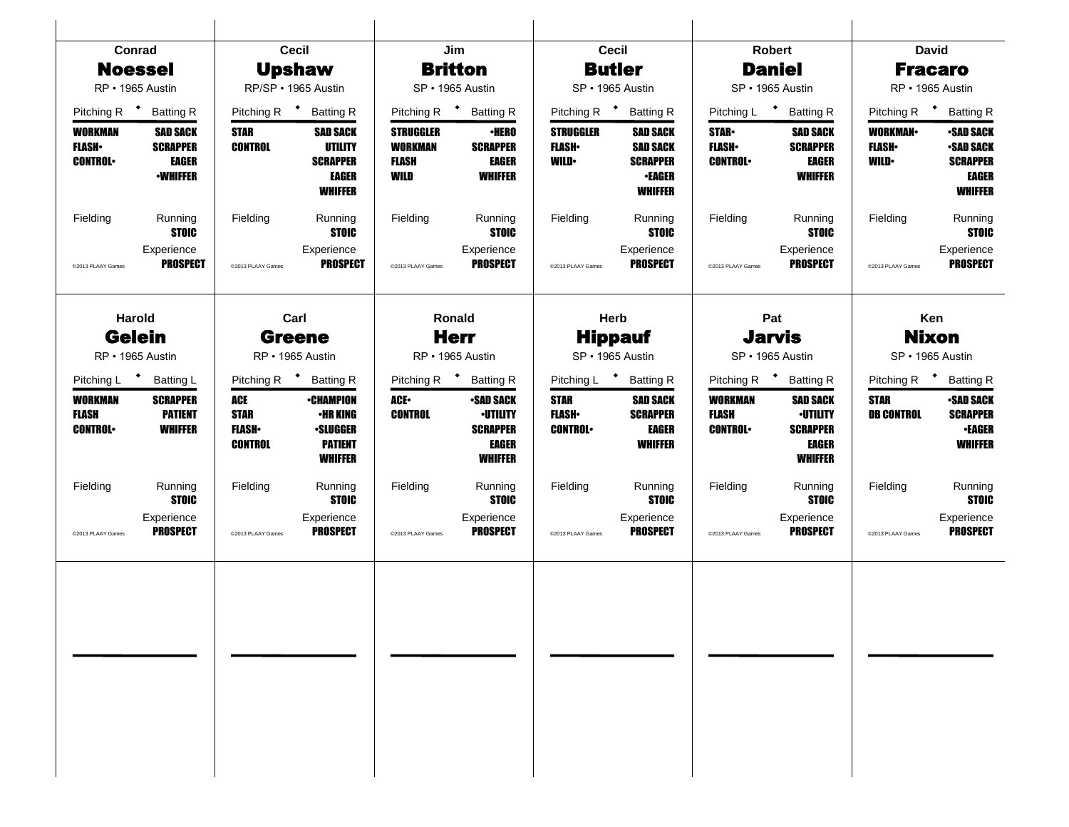## Conrad **Noessel**

RP • 1965 Austin

Pitching R • Batting R

| Pitching | Batting |
|---|---|
| WORKMAN | SAD SACK |
| FLASH• | SCRAPPER |
| CONTROL• | EAGER |
| | •WHIFFER |

Fielding — Running: STOIC

Experience: PROSPECT

©2013 PLAAY Games

## Cecil **Upshaw**

RP/SP • 1965 Austin

Pitching R • Batting R

| Pitching | Batting |
|---|---|
| STAR | SAD SACK |
| CONTROL | UTILITY |
| | SCRAPPER |
| | EAGER |
| | WHIFFER |

Fielding — Running: STOIC

Experience: PROSPECT

©2013 PLAAY Games

## Jim **Britton**

SP • 1965 Austin

Pitching R • Batting R

| Pitching | Batting |
|---|---|
| STRUGGLER | •HERO |
| WORKMAN | SCRAPPER |
| FLASH | EAGER |
| WILD | WHIFFER |

Fielding — Running: STOIC

Experience: PROSPECT

©2013 PLAAY Games

## Cecil **Butler**

SP • 1965 Austin

Pitching R • Batting R

| Pitching | Batting |
|---|---|
| STRUGGLER | SAD SACK |
| FLASH• | SAD SACK |
| WILD• | SCRAPPER |
| | •EAGER |
| | WHIFFER |

Fielding — Running: STOIC

Experience: PROSPECT

©2013 PLAAY Games

## Robert **Daniel**

SP • 1965 Austin

Pitching L • Batting R

| Pitching | Batting |
|---|---|
| STAR• | SAD SACK |
| FLASH• | SCRAPPER |
| CONTROL• | EAGER |
| | WHIFFER |

Fielding — Running: STOIC

Experience: PROSPECT

©2013 PLAAY Games

## David **Fracaro**

RP • 1965 Austin

Pitching R • Batting R

| Pitching | Batting |
|---|---|
| WORKMAN• | •SAD SACK |
| FLASH• | •SAD SACK |
| WILD• | SCRAPPER |
| | EAGER |
| | WHIFFER |

Fielding — Running: STOIC

Experience: PROSPECT

©2013 PLAAY Games

## Harold **Gelein**

RP • 1965 Austin

Pitching L • Batting L

| Pitching | Batting |
|---|---|
| WORKMAN | SCRAPPER |
| FLASH | PATIENT |
| CONTROL• | WHIFFER |

Fielding — Running: STOIC

Experience: PROSPECT

©2013 PLAAY Games

## Carl **Greene**

RP • 1965 Austin

Pitching R • Batting R

| Pitching | Batting |
|---|---|
| ACE | •CHAMPION |
| STAR | •HR KING |
| FLASH• | •SLUGGER |
| CONTROL | PATIENT |
| | WHIFFER |

Fielding — Running: STOIC

Experience: PROSPECT

©2013 PLAAY Games

## Ronald **Herr**

RP • 1965 Austin

Pitching R • Batting R

| Pitching | Batting |
|---|---|
| ACE• | •SAD SACK |
| CONTROL | •UTILITY |
| | SCRAPPER |
| | EAGER |
| | WHIFFER |

Fielding — Running: STOIC

Experience: PROSPECT

©2013 PLAAY Games

## Herb **Hippauf**

SP • 1965 Austin

Pitching L • Batting R

| Pitching | Batting |
|---|---|
| STAR | SAD SACK |
| FLASH• | SCRAPPER |
| CONTROL• | EAGER |
| | WHIFFER |

Fielding — Running: STOIC

Experience: PROSPECT

©2013 PLAAY Games

## Pat **Jarvis**

SP • 1965 Austin

Pitching R • Batting R

| Pitching | Batting |
|---|---|
| WORKMAN | SAD SACK |
| FLASH | •UTILITY |
| CONTROL• | SCRAPPER |
| | EAGER |
| | WHIFFER |

Fielding — Running: STOIC

Experience: PROSPECT

©2013 PLAAY Games

## Ken **Nixon**

SP • 1965 Austin

Pitching R • Batting R

| Pitching | Batting |
|---|---|
| STAR | •SAD SACK |
| DB CONTROL | SCRAPPER |
| | •EAGER |
| | WHIFFER |

Fielding — Running: STOIC

Experience: PROSPECT

©2013 PLAAY Games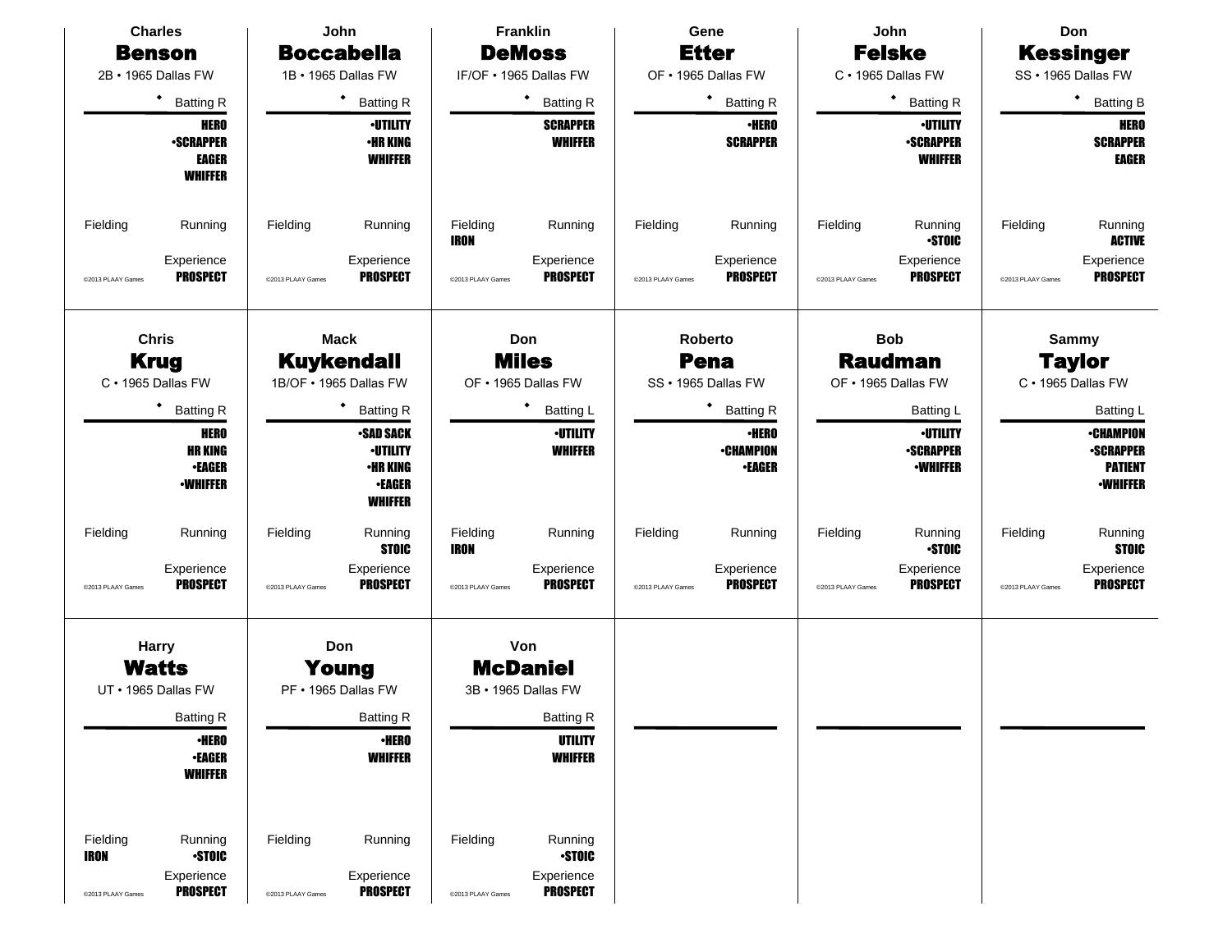## Charles Benson

2B • 1965 Dallas FW

◆ Batting R

HERO
•SCRAPPER
EAGER
WHIFFER

Fielding

Running

Experience
PROSPECT

©2013 PLAAY Games

## John Boccabella

1B • 1965 Dallas FW

◆ Batting R

•UTILITY
•HR KING
WHIFFER

Fielding

Running

Experience
PROSPECT

©2013 PLAAY Games

## Franklin DeMoss

IF/OF • 1965 Dallas FW

◆ Batting R

SCRAPPER
WHIFFER

Fielding
IRON

Running

Experience
PROSPECT

©2013 PLAAY Games

## Gene Etter

OF • 1965 Dallas FW

◆ Batting R

•HERO
SCRAPPER

Fielding

Running

Experience
PROSPECT

©2013 PLAAY Games

## John Felske

C • 1965 Dallas FW

◆ Batting R

•UTILITY
•SCRAPPER
WHIFFER

Fielding

Running
•STOIC

Experience
PROSPECT

©2013 PLAAY Games

## Don Kessinger

SS • 1965 Dallas FW

◆ Batting B

HERO
SCRAPPER
EAGER

Fielding

Running
ACTIVE

Experience
PROSPECT

©2013 PLAAY Games

## Chris Krug

C • 1965 Dallas FW

◆ Batting R

HERO
HR KING
•EAGER
•WHIFFER

Fielding

Running

Experience
PROSPECT

©2013 PLAAY Games

## Mack Kuykendall

1B/OF • 1965 Dallas FW

◆ Batting R

•SAD SACK
•UTILITY
•HR KING
•EAGER
WHIFFER

Fielding

Running
STOIC

Experience
PROSPECT

©2013 PLAAY Games

## Don Miles

OF • 1965 Dallas FW

◆ Batting L

•UTILITY
WHIFFER

Fielding
IRON

Running

Experience
PROSPECT

©2013 PLAAY Games

## Roberto Pena

SS • 1965 Dallas FW

◆ Batting R

•HERO
•CHAMPION
•EAGER

Fielding

Running

Experience
PROSPECT

©2013 PLAAY Games

## Bob Raudman

OF • 1965 Dallas FW

Batting L

•UTILITY
•SCRAPPER
•WHIFFER

Fielding

Running
•STOIC

Experience
PROSPECT

©2013 PLAAY Games

## Sammy Taylor

C • 1965 Dallas FW

Batting L

•CHAMPION
•SCRAPPER
PATIENT
•WHIFFER

Fielding

Running
STOIC

Experience
PROSPECT

©2013 PLAAY Games

## Harry Watts

UT • 1965 Dallas FW

Batting R

•HERO
•EAGER
WHIFFER

Fielding
IRON

Running
•STOIC

Experience
PROSPECT

©2013 PLAAY Games

## Don Young

PF • 1965 Dallas FW

Batting R

•HERO
WHIFFER

Fielding

Running

Experience
PROSPECT

©2013 PLAAY Games

## Von McDaniel

3B • 1965 Dallas FW

Batting R

UTILITY
WHIFFER

Fielding

Running
•STOIC

Experience
PROSPECT

©2013 PLAAY Games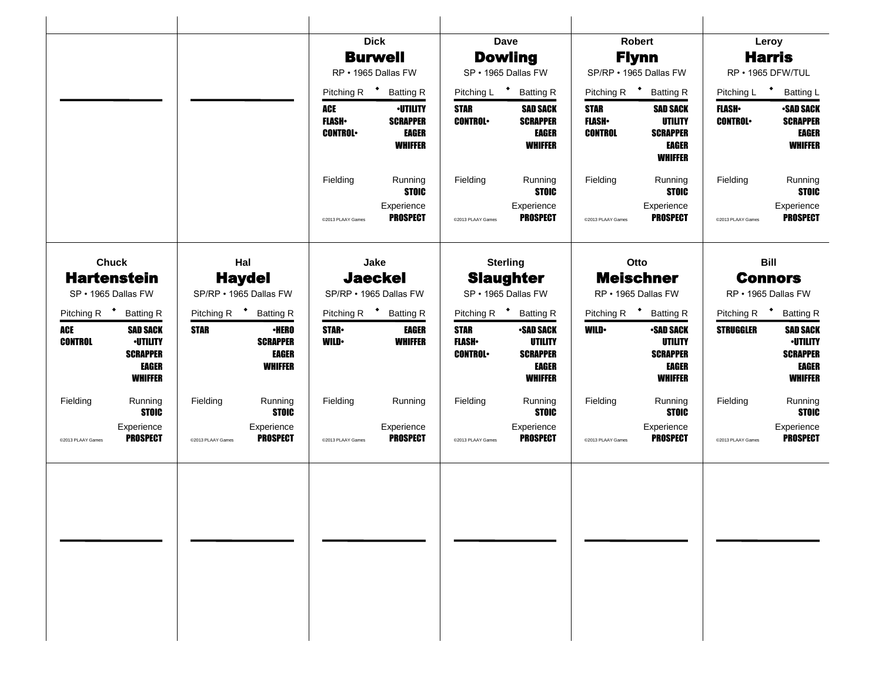Dick
## Burwell
RP • 1965 Dallas FW

| Pitching R | Batting R |
|---|---|
| ACE | •UTILITY |
| FLASH• | SCRAPPER |
| CONTROL• | EAGER |
| | WHIFFER |

| Fielding | Running |
|---|---|
| | STOIC |
| | Experience |
| ©2013 PLAAY Games | PROSPECT |

Dave
## Dowling
SP • 1965 Dallas FW

| Pitching L | Batting R |
|---|---|
| STAR | SAD SACK |
| CONTROL• | SCRAPPER |
| | EAGER |
| | WHIFFER |

| Fielding | Running |
|---|---|
| | STOIC |
| | Experience |
| ©2013 PLAAY Games | PROSPECT |

Robert
## Flynn
SP/RP • 1965 Dallas FW

| Pitching R | Batting R |
|---|---|
| STAR | SAD SACK |
| FLASH• | UTILITY |
| CONTROL | SCRAPPER |
| | EAGER |
| | WHIFFER |

| Fielding | Running |
|---|---|
| | STOIC |
| | Experience |
| ©2013 PLAAY Games | PROSPECT |

Leroy
## Harris
RP • 1965 DFW/TUL

| Pitching L | Batting L |
|---|---|
| FLASH• | •SAD SACK |
| CONTROL• | SCRAPPER |
| | EAGER |
| | WHIFFER |

| Fielding | Running |
|---|---|
| | STOIC |
| | Experience |
| ©2013 PLAAY Games | PROSPECT |

Chuck
## Hartenstein
SP • 1965 Dallas FW

| Pitching R | Batting R |
|---|---|
| ACE | SAD SACK |
| CONTROL | •UTILITY |
| | SCRAPPER |
| | EAGER |
| | WHIFFER |

| Fielding | Running |
|---|---|
| | STOIC |
| | Experience |
| ©2013 PLAAY Games | PROSPECT |

Hal
## Haydel
SP/RP • 1965 Dallas FW

| Pitching R | Batting R |
|---|---|
| STAR | •HERO |
| | SCRAPPER |
| | EAGER |
| | WHIFFER |

| Fielding | Running |
|---|---|
| | STOIC |
| | Experience |
| ©2013 PLAAY Games | PROSPECT |

Jake
## Jaeckel
SP/RP • 1965 Dallas FW

| Pitching R | Batting R |
|---|---|
| STAR• | EAGER |
| WILD• | WHIFFER |

| Fielding | Running |
|---|---|
| | Experience |
| ©2013 PLAAY Games | PROSPECT |

Sterling
## Slaughter
SP • 1965 Dallas FW

| Pitching R | Batting R |
|---|---|
| STAR | •SAD SACK |
| FLASH• | UTILITY |
| CONTROL• | SCRAPPER |
| | EAGER |
| | WHIFFER |

| Fielding | Running |
|---|---|
| | STOIC |
| | Experience |
| ©2013 PLAAY Games | PROSPECT |

Otto
## Meischner
RP • 1965 Dallas FW

| Pitching R | Batting R |
|---|---|
| WILD• | •SAD SACK |
| | UTILITY |
| | SCRAPPER |
| | EAGER |
| | WHIFFER |

| Fielding | Running |
|---|---|
| | STOIC |
| | Experience |
| ©2013 PLAAY Games | PROSPECT |

Bill
## Connors
RP • 1965 Dallas FW

| Pitching R | Batting R |
|---|---|
| STRUGGLER | SAD SACK |
| | •UTILITY |
| | SCRAPPER |
| | EAGER |
| | WHIFFER |

| Fielding | Running |
|---|---|
| | STOIC |
| | Experience |
| ©2013 PLAAY Games | PROSPECT |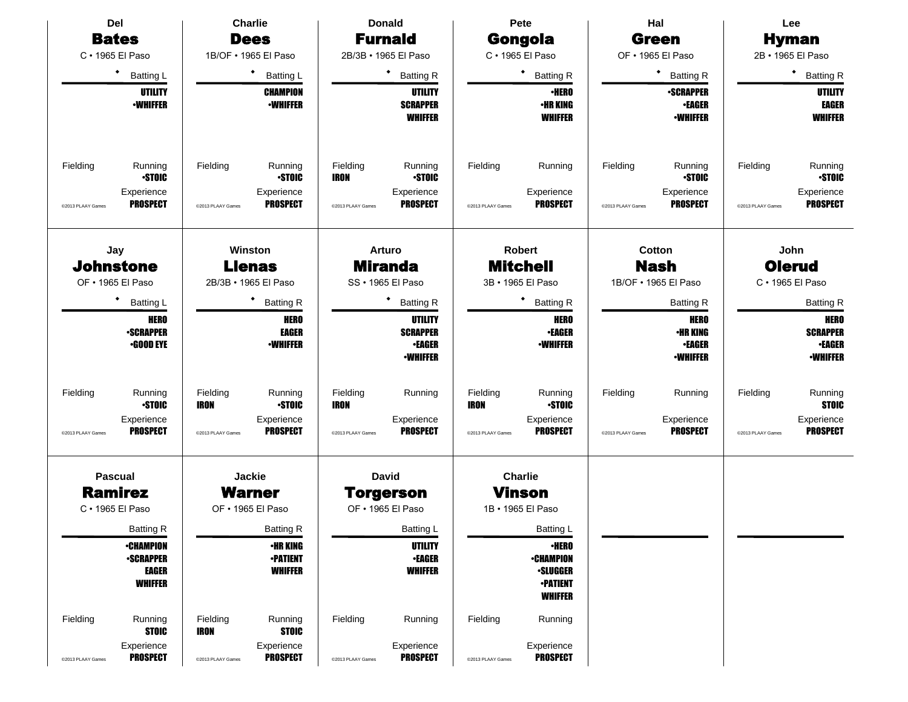## Del Bates

C • 1965 El Paso

◆ Batting L

**UTILITY**
**•WHIFFER**

Fielding

Running **•STOIC**

Experience **PROSPECT**

©2013 PLAAY Games

## Charlie Dees

1B/OF • 1965 El Paso

◆ Batting L

**CHAMPION**
**•WHIFFER**

Fielding

Running **•STOIC**

Experience **PROSPECT**

©2013 PLAAY Games

## Donald Furnald

2B/3B • 1965 El Paso

◆ Batting R

**UTILITY**
**SCRAPPER**
**WHIFFER**

Fielding **IRON**

Running **•STOIC**

Experience **PROSPECT**

©2013 PLAAY Games

## Pete Gongola

C • 1965 El Paso

◆ Batting R

**•HERO**
**•HR KING**
**WHIFFER**

Fielding

Running

Experience **PROSPECT**

©2013 PLAAY Games

## Hal Green

OF • 1965 El Paso

◆ Batting R

**•SCRAPPER**
**•EAGER**
**•WHIFFER**

Fielding

Running **•STOIC**

Experience **PROSPECT**

©2013 PLAAY Games

## Lee Hyman

2B • 1965 El Paso

◆ Batting R

**UTILITY**
**EAGER**
**WHIFFER**

Fielding

Running **•STOIC**

Experience **PROSPECT**

©2013 PLAAY Games

## Jay Johnstone

OF • 1965 El Paso

◆ Batting L

**HERO**
**•SCRAPPER**
**•GOOD EYE**

Fielding

Running **•STOIC**

Experience **PROSPECT**

©2013 PLAAY Games

## Winston Llenas

2B/3B • 1965 El Paso

◆ Batting R

**HERO**
**EAGER**
**•WHIFFER**

Fielding **IRON**

Running **•STOIC**

Experience **PROSPECT**

©2013 PLAAY Games

## Arturo Miranda

SS • 1965 El Paso

◆ Batting R

**UTILITY**
**SCRAPPER**
**•EAGER**
**•WHIFFER**

Fielding **IRON**

Running

Experience **PROSPECT**

©2013 PLAAY Games

## Robert Mitchell

3B • 1965 El Paso

◆ Batting R

**HERO**
**•EAGER**
**•WHIFFER**

Fielding **IRON**

Running **•STOIC**

Experience **PROSPECT**

©2013 PLAAY Games

## Cotton Nash

1B/OF • 1965 El Paso

Batting R

**HERO**
**•HR KING**
**•EAGER**
**•WHIFFER**

Fielding

Running

Experience **PROSPECT**

©2013 PLAAY Games

## John Olerud

C • 1965 El Paso

Batting R

**HERO**
**SCRAPPER**
**•EAGER**
**•WHIFFER**

Fielding

Running **STOIC**

Experience **PROSPECT**

©2013 PLAAY Games

## Pascual Ramirez

C • 1965 El Paso

Batting R

**•CHAMPION**
**•SCRAPPER**
**EAGER**
**WHIFFER**

Fielding

Running **STOIC**

Experience **PROSPECT**

©2013 PLAAY Games

## Jackie Warner

OF • 1965 El Paso

Batting R

**•HR KING**
**•PATIENT**
**WHIFFER**

Fielding **IRON**

Running **STOIC**

Experience **PROSPECT**

©2013 PLAAY Games

## David Torgerson

OF • 1965 El Paso

Batting L

**UTILITY**
**•EAGER**
**WHIFFER**

Fielding

Running

Experience **PROSPECT**

©2013 PLAAY Games

## Charlie Vinson

1B • 1965 El Paso

Batting L

**•HERO**
**•CHAMPION**
**•SLUGGER**
**•PATIENT**
**WHIFFER**

Fielding

Running

Experience **PROSPECT**

©2013 PLAAY Games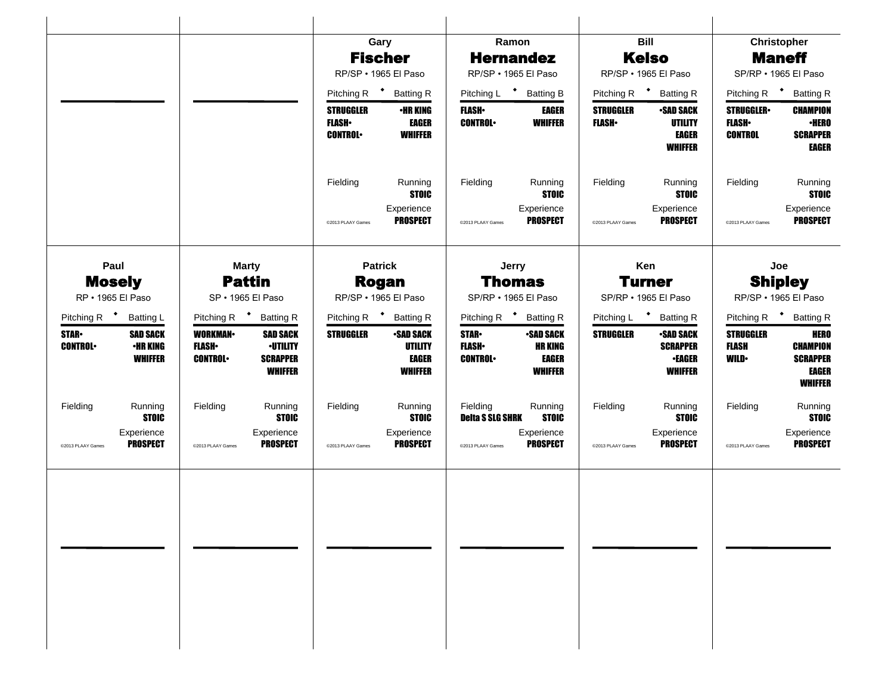## Gary Fischer

RP/SP • 1965 El Paso

| Pitching R | Batting R |
|---|---|
| **STRUGGLER** | **•HR KING** |
| **FLASH•** | **EAGER** |
| **CONTROL•** | **WHIFFER** |

Fielding | Running **STOIC**

Experience **PROSPECT**

©2013 PLAAY Games

## Ramon Hernandez

RP/SP • 1965 El Paso

| Pitching L | Batting B |
|---|---|
| **FLASH•** | **EAGER** |
| **CONTROL•** | **WHIFFER** |

Fielding | Running **STOIC**

Experience **PROSPECT**

©2013 PLAAY Games

## Bill Kelso

RP/SP • 1965 El Paso

| Pitching R | Batting R |
|---|---|
| **STRUGGLER** | **•SAD SACK** |
| **FLASH•** | **UTILITY** |
| | **EAGER** |
| | **WHIFFER** |

Fielding | Running **STOIC**

Experience **PROSPECT**

©2013 PLAAY Games

## Christopher Maneff

SP/RP • 1965 El Paso

| Pitching R | Batting R |
|---|---|
| **STRUGGLER•** | **CHAMPION** |
| **FLASH•** | **•HERO** |
| **CONTROL** | **SCRAPPER** |
| | **EAGER** |

Fielding | Running **STOIC**

Experience **PROSPECT**

©2013 PLAAY Games

## Paul Mosely

RP • 1965 El Paso

| Pitching R | Batting L |
|---|---|
| **STAR•** | **SAD SACK** |
| **CONTROL•** | **•HR KING** |
| | **WHIFFER** |

Fielding | Running **STOIC**

Experience **PROSPECT**

©2013 PLAAY Games

## Marty Pattin

SP • 1965 El Paso

| Pitching R | Batting R |
|---|---|
| **WORKMAN•** | **SAD SACK** |
| **FLASH•** | **•UTILITY** |
| **CONTROL•** | **SCRAPPER** |
| | **WHIFFER** |

Fielding | Running **STOIC**

Experience **PROSPECT**

©2013 PLAAY Games

## Patrick Rogan

RP/SP • 1965 El Paso

| Pitching R | Batting R |
|---|---|
| **STRUGGLER** | **•SAD SACK** |
| | **UTILITY** |
| | **EAGER** |
| | **WHIFFER** |

Fielding | Running **STOIC**

Experience **PROSPECT**

©2013 PLAAY Games

## Jerry Thomas

SP/RP • 1965 El Paso

| Pitching R | Batting R |
|---|---|
| **STAR•** | **•SAD SACK** |
| **FLASH•** | **HR KING** |
| **CONTROL•** | **EAGER** |
| | **WHIFFER** |

Fielding **Delta S SLG SHRK** | Running **STOIC**

Experience **PROSPECT**

©2013 PLAAY Games

## Ken Turner

SP/RP • 1965 El Paso

| Pitching L | Batting R |
|---|---|
| **STRUGGLER** | **•SAD SACK** |
| | **SCRAPPER** |
| | **•EAGER** |
| | **WHIFFER** |

Fielding | Running **STOIC**

Experience **PROSPECT**

©2013 PLAAY Games

## Joe Shipley

RP/SP • 1965 El Paso

| Pitching R | Batting R |
|---|---|
| **STRUGGLER** | **HERO** |
| **FLASH** | **CHAMPION** |
| **WILD•** | **SCRAPPER** |
| | **EAGER** |
| | **WHIFFER** |

Fielding | Running **STOIC**

Experience **PROSPECT**

©2013 PLAAY Games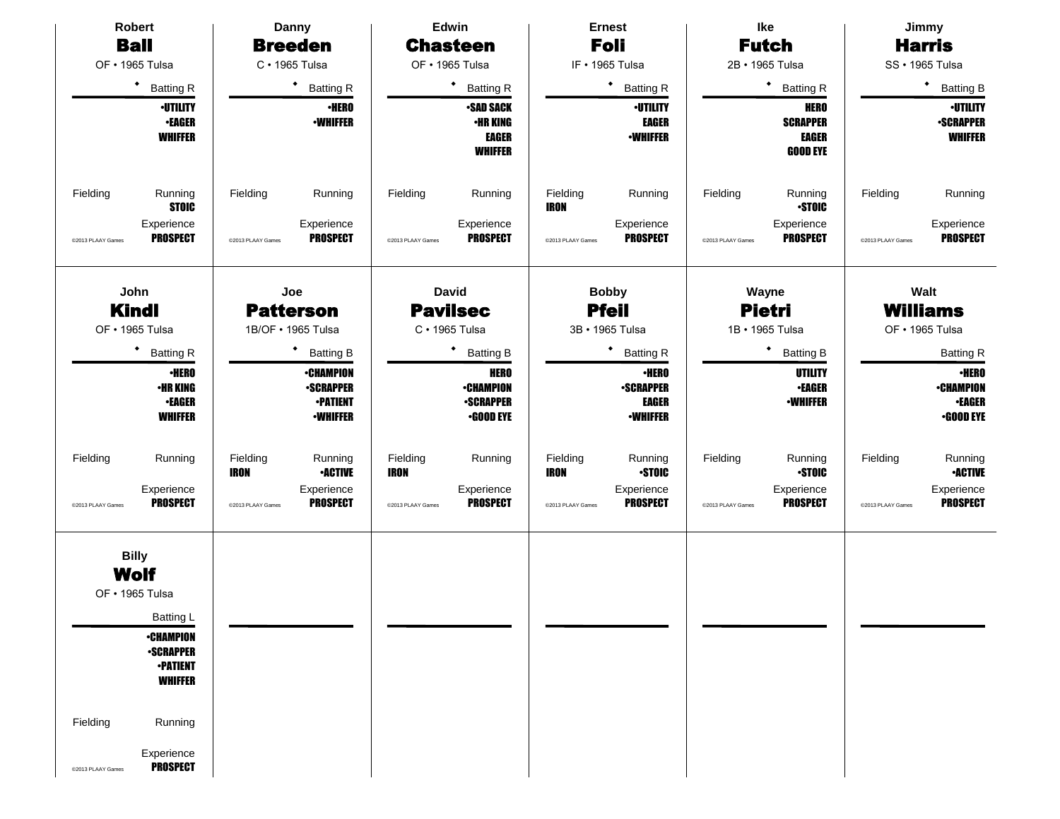## Robert **Ball**

OF • 1965 Tulsa

◆ Batting R

•UTILITY
•EAGER
WHIFFER

Fielding | Running: STOIC

Experience: PROSPECT

©2013 PLAAY Games

## Danny **Breeden**

C • 1965 Tulsa

◆ Batting R

•HERO
•WHIFFER

Fielding | Running

Experience: PROSPECT

©2013 PLAAY Games

## Edwin **Chasteen**

OF • 1965 Tulsa

◆ Batting R

•SAD SACK
•HR KING
EAGER
WHIFFER

Fielding | Running

Experience: PROSPECT

©2013 PLAAY Games

## Ernest **Foli**

IF • 1965 Tulsa

◆ Batting R

•UTILITY
EAGER
•WHIFFER

Fielding: IRON | Running

Experience: PROSPECT

©2013 PLAAY Games

## Ike **Futch**

2B • 1965 Tulsa

◆ Batting R

HERO
SCRAPPER
EAGER
GOOD EYE

Fielding | Running: •STOIC

Experience: PROSPECT

©2013 PLAAY Games

## Jimmy **Harris**

SS • 1965 Tulsa

◆ Batting B

•UTILITY
•SCRAPPER
WHIFFER

Fielding | Running

Experience: PROSPECT

©2013 PLAAY Games

## John **Kindl**

OF • 1965 Tulsa

◆ Batting R

•HERO
•HR KING
•EAGER
WHIFFER

Fielding | Running

Experience: PROSPECT

©2013 PLAAY Games

## Joe **Patterson**

1B/OF • 1965 Tulsa

◆ Batting B

•CHAMPION
•SCRAPPER
•PATIENT
•WHIFFER

Fielding: IRON | Running: •ACTIVE

Experience: PROSPECT

©2013 PLAAY Games

## David **Pavlisec**

C • 1965 Tulsa

◆ Batting B

HERO
•CHAMPION
•SCRAPPER
•GOOD EYE

Fielding: IRON | Running

Experience: PROSPECT

©2013 PLAAY Games

## Bobby **Pfeil**

3B • 1965 Tulsa

◆ Batting R

•HERO
•SCRAPPER
EAGER
•WHIFFER

Fielding: IRON | Running: •STOIC

Experience: PROSPECT

©2013 PLAAY Games

## Wayne **Pietri**

1B • 1965 Tulsa

◆ Batting B

UTILITY
•EAGER
•WHIFFER

Fielding | Running: •STOIC

Experience: PROSPECT

©2013 PLAAY Games

## Walt **Williams**

OF • 1965 Tulsa

Batting R

•HERO
•CHAMPION
•EAGER
•GOOD EYE

Fielding | Running: •ACTIVE

Experience: PROSPECT

©2013 PLAAY Games

## Billy **Wolf**

OF • 1965 Tulsa

Batting L

•CHAMPION
•SCRAPPER
•PATIENT
WHIFFER

Fielding | Running

Experience: PROSPECT

©2013 PLAAY Games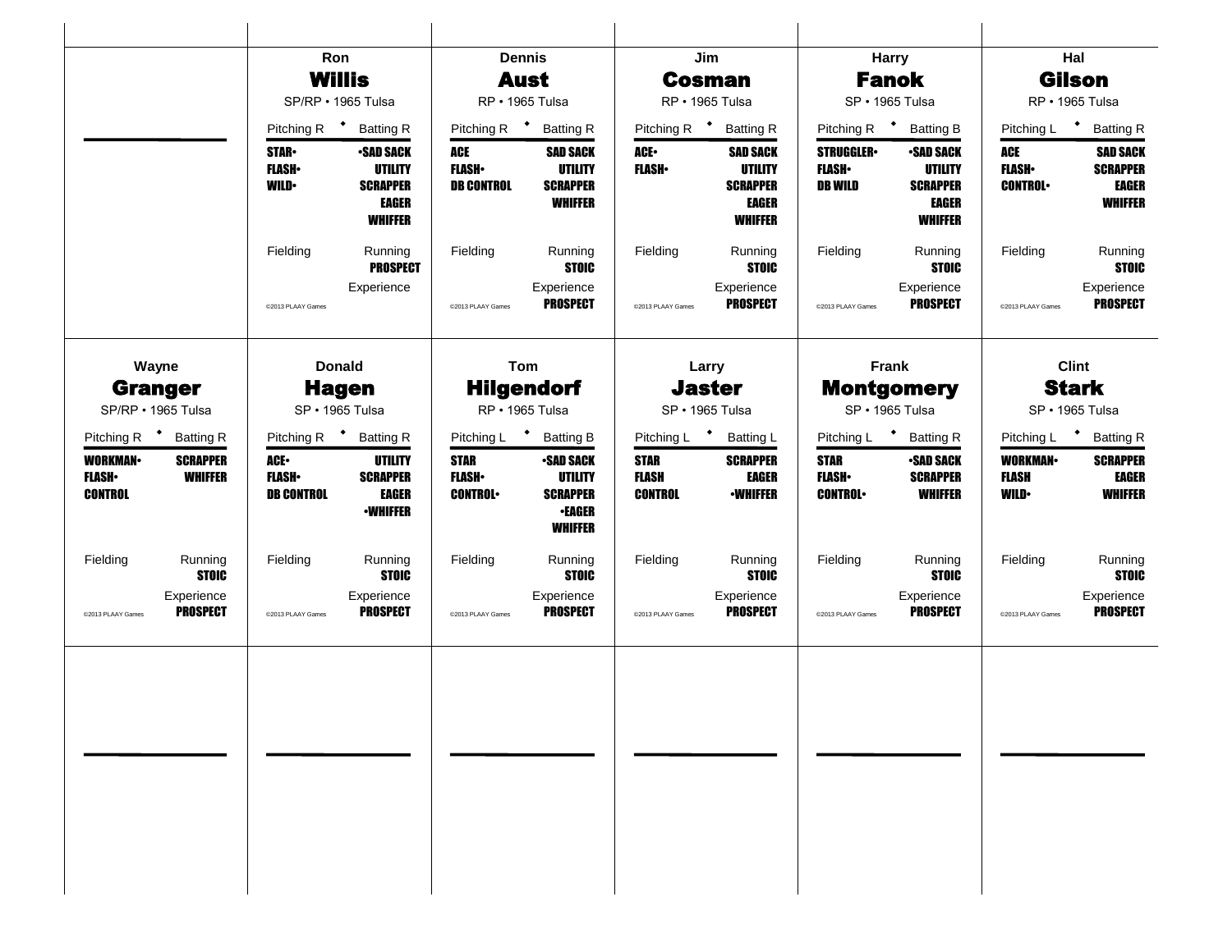## Ron Willis

SP/RP • 1965 Tulsa

| Pitching R | Batting R |
| --- | --- |
| STAR• | •SAD SACK |
| FLASH• | UTILITY |
| WILD• | SCRAPPER |
| | EAGER |
| | WHIFFER |

Fielding

Running: PROSPECT

Experience

©2013 PLAAY Games

## Dennis Aust

RP • 1965 Tulsa

| Pitching R | Batting R |
| --- | --- |
| ACE | SAD SACK |
| FLASH• | UTILITY |
| DB CONTROL | SCRAPPER |
| | WHIFFER |

Fielding

Running: STOIC

Experience: PROSPECT

©2013 PLAAY Games

## Jim Cosman

RP • 1965 Tulsa

| Pitching R | Batting R |
| --- | --- |
| ACE• | SAD SACK |
| FLASH• | UTILITY |
| | SCRAPPER |
| | EAGER |
| | WHIFFER |

Fielding

Running: STOIC

Experience: PROSPECT

©2013 PLAAY Games

## Harry Fanok

SP • 1965 Tulsa

| Pitching R | Batting B |
| --- | --- |
| STRUGGLER• | •SAD SACK |
| FLASH• | UTILITY |
| DB WILD | SCRAPPER |
| | EAGER |
| | WHIFFER |

Fielding

Running: STOIC

Experience: PROSPECT

©2013 PLAAY Games

## Hal Gilson

RP • 1965 Tulsa

| Pitching L | Batting R |
| --- | --- |
| ACE | SAD SACK |
| FLASH• | SCRAPPER |
| CONTROL• | EAGER |
| | WHIFFER |

Fielding

Running: STOIC

Experience: PROSPECT

©2013 PLAAY Games

## Wayne Granger

SP/RP • 1965 Tulsa

| Pitching R | Batting R |
| --- | --- |
| WORKMAN• | SCRAPPER |
| FLASH• | WHIFFER |
| CONTROL | |

Fielding

Running: STOIC

Experience: PROSPECT

©2013 PLAAY Games

## Donald Hagen

SP • 1965 Tulsa

| Pitching R | Batting R |
| --- | --- |
| ACE• | UTILITY |
| FLASH• | SCRAPPER |
| DB CONTROL | EAGER |
| | •WHIFFER |

Fielding

Running: STOIC

Experience: PROSPECT

©2013 PLAAY Games

## Tom Hilgendorf

RP • 1965 Tulsa

| Pitching L | Batting B |
| --- | --- |
| STAR | •SAD SACK |
| FLASH• | UTILITY |
| CONTROL• | SCRAPPER |
| | •EAGER |
| | WHIFFER |

Fielding

Running: STOIC

Experience: PROSPECT

©2013 PLAAY Games

## Larry Jaster

SP • 1965 Tulsa

| Pitching L | Batting L |
| --- | --- |
| STAR | SCRAPPER |
| FLASH | EAGER |
| CONTROL | •WHIFFER |

Fielding

Running: STOIC

Experience: PROSPECT

©2013 PLAAY Games

## Frank Montgomery

SP • 1965 Tulsa

| Pitching L | Batting R |
| --- | --- |
| STAR | •SAD SACK |
| FLASH• | SCRAPPER |
| CONTROL• | WHIFFER |

Fielding

Running: STOIC

Experience: PROSPECT

©2013 PLAAY Games

## Clint Stark

SP • 1965 Tulsa

| Pitching L | Batting R |
| --- | --- |
| WORKMAN• | SCRAPPER |
| FLASH | EAGER |
| WILD• | WHIFFER |

Fielding

Running: STOIC

Experience: PROSPECT

©2013 PLAAY Games